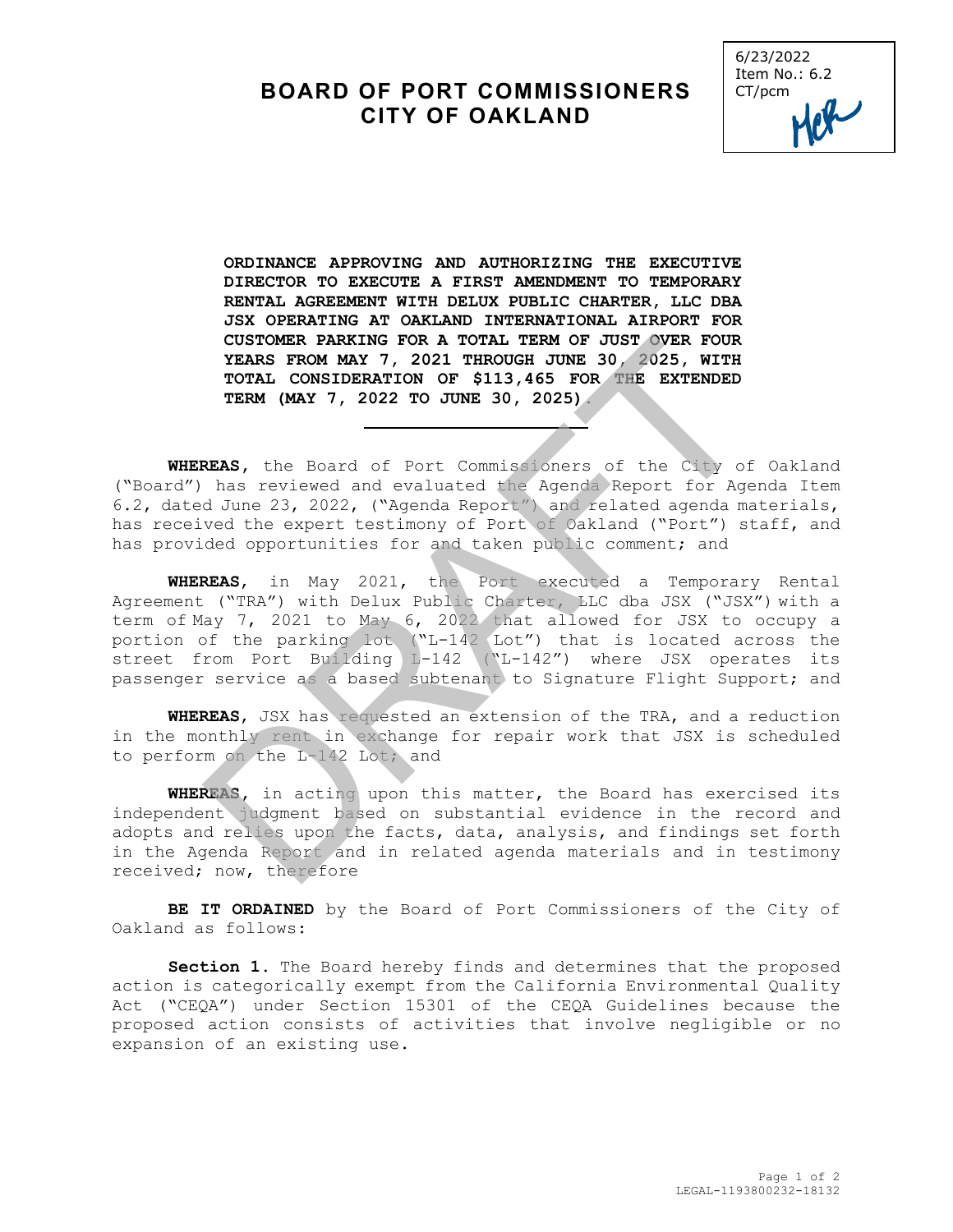6/23/2022
Item No.: 6.2
CT/pcm

# BOARD OF PORT COMMISSIONERS
# CITY OF OAKLAND

**ORDINANCE APPROVING AND AUTHORIZING THE EXECUTIVE DIRECTOR TO EXECUTE A FIRST AMENDMENT TO TEMPORARY RENTAL AGREEMENT WITH DELUX PUBLIC CHARTER, LLC DBA JSX OPERATING AT OAKLAND INTERNATIONAL AIRPORT FOR CUSTOMER PARKING FOR A TOTAL TERM OF JUST OVER FOUR YEARS FROM MAY 7, 2021 THROUGH JUNE 30, 2025, WITH TOTAL CONSIDERATION OF $113,465 FOR THE EXTENDED TERM (MAY 7, 2022 TO JUNE 30, 2025).**

---

**WHEREAS**, the Board of Port Commissioners of the City of Oakland ("Board") has reviewed and evaluated the Agenda Report for Agenda Item 6.2, dated June 23, 2022, ("Agenda Report") and related agenda materials, has received the expert testimony of Port of Oakland ("Port") staff, and has provided opportunities for and taken public comment; and

**WHEREAS**, in May 2021, the Port executed a Temporary Rental Agreement ("TRA") with Delux Public Charter, LLC dba JSX ("JSX") with a term of May 7, 2021 to May 6, 2022 that allowed for JSX to occupy a portion of the parking lot ("L-142 Lot") that is located across the street from Port Building L-142 ("L-142") where JSX operates its passenger service as a based subtenant to Signature Flight Support; and

**WHEREAS**, JSX has requested an extension of the TRA, and a reduction in the monthly rent in exchange for repair work that JSX is scheduled to perform on the L-142 Lot; and

**WHEREAS**, in acting upon this matter, the Board has exercised its independent judgment based on substantial evidence in the record and adopts and relies upon the facts, data, analysis, and findings set forth in the Agenda Report and in related agenda materials and in testimony received; now, therefore

**BE IT ORDAINED** by the Board of Port Commissioners of the City of Oakland as follows:

**Section 1.** The Board hereby finds and determines that the proposed action is categorically exempt from the California Environmental Quality Act ("CEQA") under Section 15301 of the CEQA Guidelines because the proposed action consists of activities that involve negligible or no expansion of an existing use.

LEGAL-1193800232-18132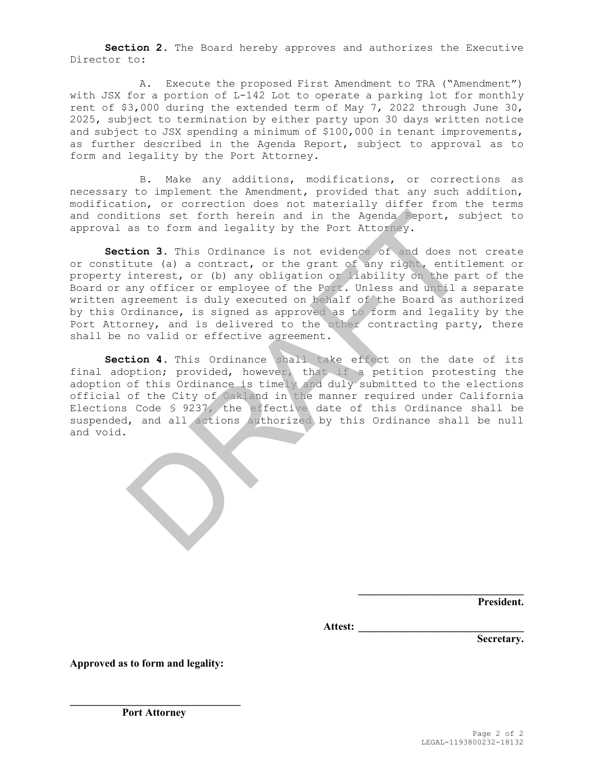**Section 2.** The Board hereby approves and authorizes the Executive Director to:

A. Execute the proposed First Amendment to TRA ("Amendment") with JSX for a portion of L-142 Lot to operate a parking lot for monthly rent of $3,000 during the extended term of May 7, 2022 through June 30, 2025, subject to termination by either party upon 30 days written notice and subject to JSX spending a minimum of $100,000 in tenant improvements, as further described in the Agenda Report, subject to approval as to form and legality by the Port Attorney.

B. Make any additions, modifications, or corrections as necessary to implement the Amendment, provided that any such addition, modification, or correction does not materially differ from the terms and conditions set forth herein and in the Agenda Report, subject to approval as to form and legality by the Port Attorney.

**Section 3.** This Ordinance is not evidence of and does not create or constitute (a) a contract, or the grant of any right, entitlement or property interest, or (b) any obligation or liability on the part of the Board or any officer or employee of the Port. Unless and until a separate written agreement is duly executed on behalf of the Board as authorized by this Ordinance, is signed as approved as to form and legality by the Port Attorney, and is delivered to the other contracting party, there shall be no valid or effective agreement.

**Section 4.** This Ordinance shall take effect on the date of its final adoption; provided, however, that if a petition protesting the adoption of this Ordinance is timely and duly submitted to the elections official of the City of Oakland in the manner required under California Elections Code § 9237, the effective date of this Ordinance shall be suspended, and all actions authorized by this Ordinance shall be null and void.

DRAFT

\_\_\_\_\_\_\_\_\_\_\_\_\_\_\_\_\_\_\_\_\_\_\_\_\_\_\_\_\_\_
**President.**

**Attest:** \_\_\_\_\_\_\_\_\_\_\_\_\_\_\_\_\_\_\_\_\_\_\_\_\_\_\_\_\_\_
**Secretary.**

**Approved as to form and legality:**

\_\_\_\_\_\_\_\_\_\_\_\_\_\_\_\_\_\_\_\_\_\_\_\_\_\_\_\_\_\_
**Port Attorney**

LEGAL-1193800232-18132